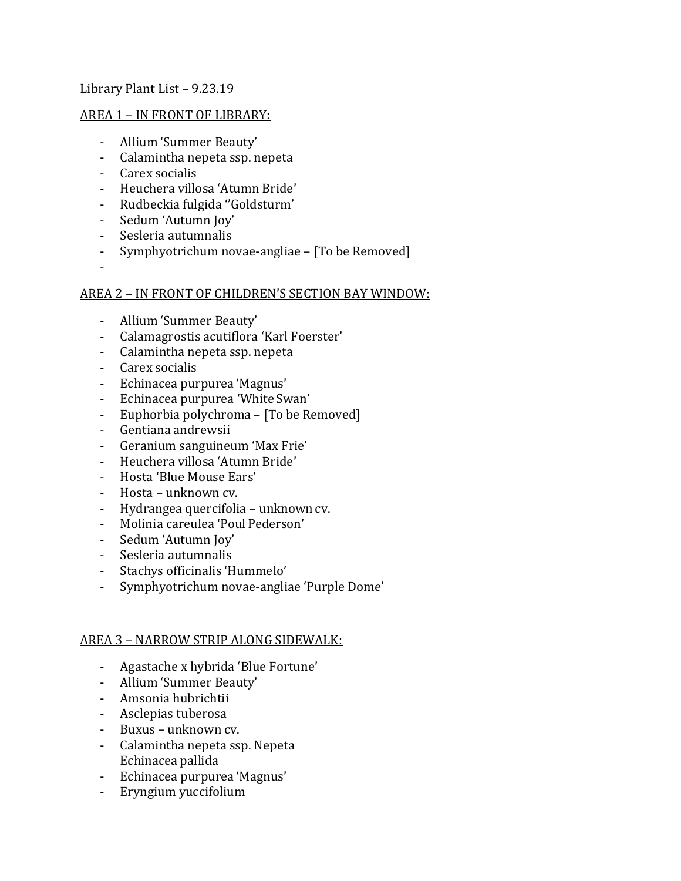Library Plant List – 9.23.19

AREA 1 – IN FRONT OF LIBRARY:

- Allium 'Summer Beauty'
- Calamintha nepeta ssp. nepeta
- Carex socialis
- Heuchera villosa 'Atumn Bride'
- Rudbeckia fulgida ''Goldsturm'
- Sedum 'Autumn Joy'
- Sesleria autumnalis
- Symphyotrichum novae-angliae – [To be Removed]
- 

AREA 2 – IN FRONT OF CHILDREN'S SECTION BAY WINDOW:

- Allium 'Summer Beauty'
- Calamagrostis acutiflora 'Karl Foerster'
- Calamintha nepeta ssp. nepeta
- Carex socialis
- Echinacea purpurea 'Magnus'
- Echinacea purpurea 'White Swan'
- Euphorbia polychroma – [To be Removed]
- Gentiana andrewsii
- Geranium sanguineum 'Max Frie'
- Heuchera villosa 'Atumn Bride'
- Hosta 'Blue Mouse Ears'
- Hosta – unknown cv.
- Hydrangea quercifolia – unknown cv.
- Molinia careulea 'Poul Pederson'
- Sedum 'Autumn Joy'
- Sesleria autumnalis
- Stachys officinalis 'Hummelo'
- Symphyotrichum novae-angliae 'Purple Dome'

AREA 3 – NARROW STRIP ALONG SIDEWALK:

- Agastache x hybrida 'Blue Fortune'
- Allium 'Summer Beauty'
- Amsonia hubrichtii
- Asclepias tuberosa
- Buxus – unknown cv.
- Calamintha nepeta ssp. Nepeta
  Echinacea pallida
- Echinacea purpurea 'Magnus'
- Eryngium yuccifolium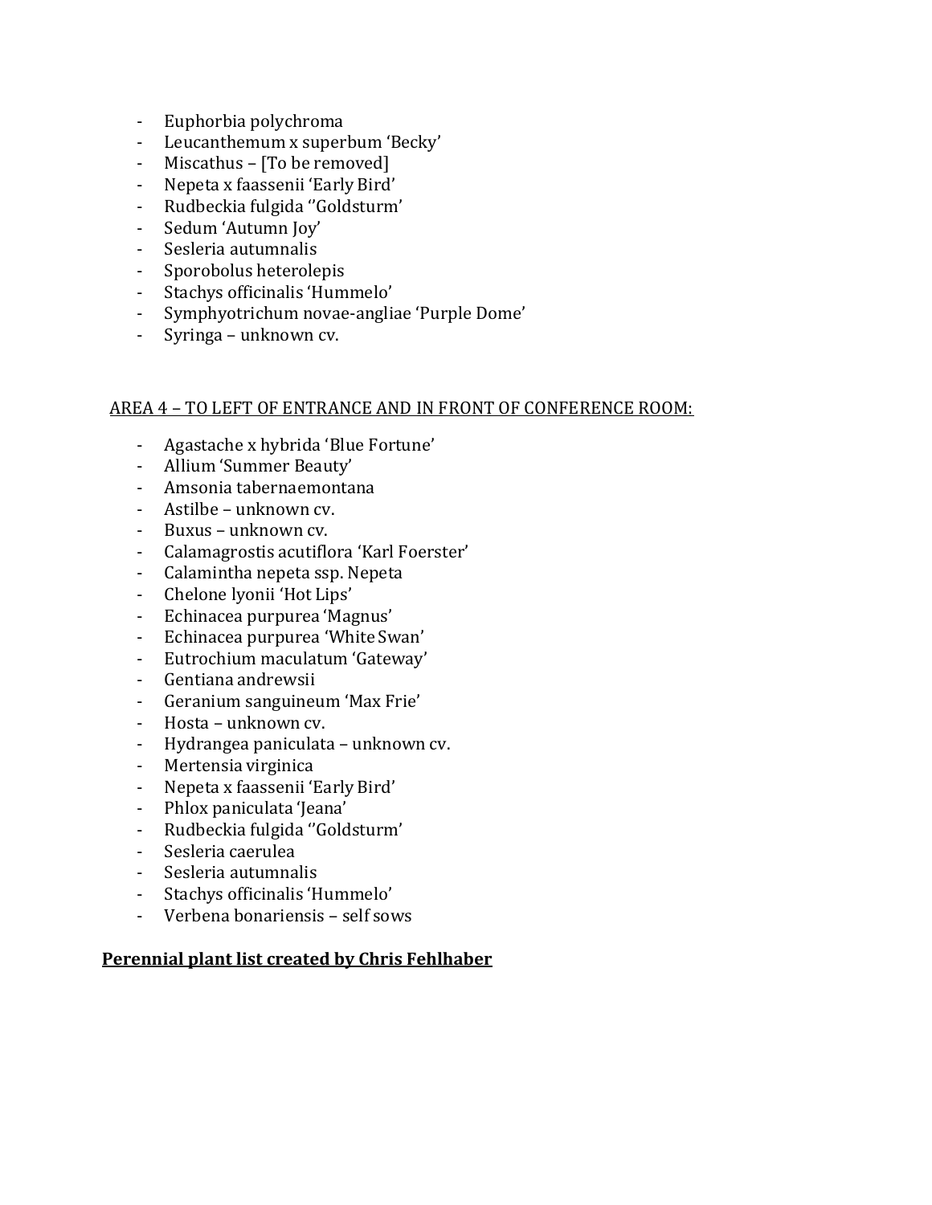- Euphorbia polychroma
- Leucanthemum x superbum ‘Becky’
- Miscathus – [To be removed]
- Nepeta x faassenii ‘Early Bird’
- Rudbeckia fulgida ‘’Goldsturm’
- Sedum ‘Autumn Joy’
- Sesleria autumnalis
- Sporobolus heterolepis
- Stachys officinalis ‘Hummelo’
- Symphyotrichum novae-angliae ‘Purple Dome’
- Syringa – unknown cv.

<u>AREA 4 – TO LEFT OF ENTRANCE AND IN FRONT OF CONFERENCE ROOM:</u>

- Agastache x hybrida ‘Blue Fortune’
- Allium ‘Summer Beauty’
- Amsonia tabernaemontana
- Astilbe – unknown cv.
- Buxus – unknown cv.
- Calamagrostis acutiflora ‘Karl Foerster’
- Calamintha nepeta ssp. Nepeta
- Chelone lyonii ‘Hot Lips’
- Echinacea purpurea ‘Magnus’
- Echinacea purpurea ‘White Swan’
- Eutrochium maculatum ‘Gateway’
- Gentiana andrewsii
- Geranium sanguineum ‘Max Frie’
- Hosta – unknown cv.
- Hydrangea paniculata – unknown cv.
- Mertensia virginica
- Nepeta x faassenii ‘Early Bird’
- Phlox paniculata ‘Jeana’
- Rudbeckia fulgida ‘’Goldsturm’
- Sesleria caerulea
- Sesleria autumnalis
- Stachys officinalis ‘Hummelo’
- Verbena bonariensis – self sows

**<u>Perennial plant list created by Chris Fehlhaber</u>**